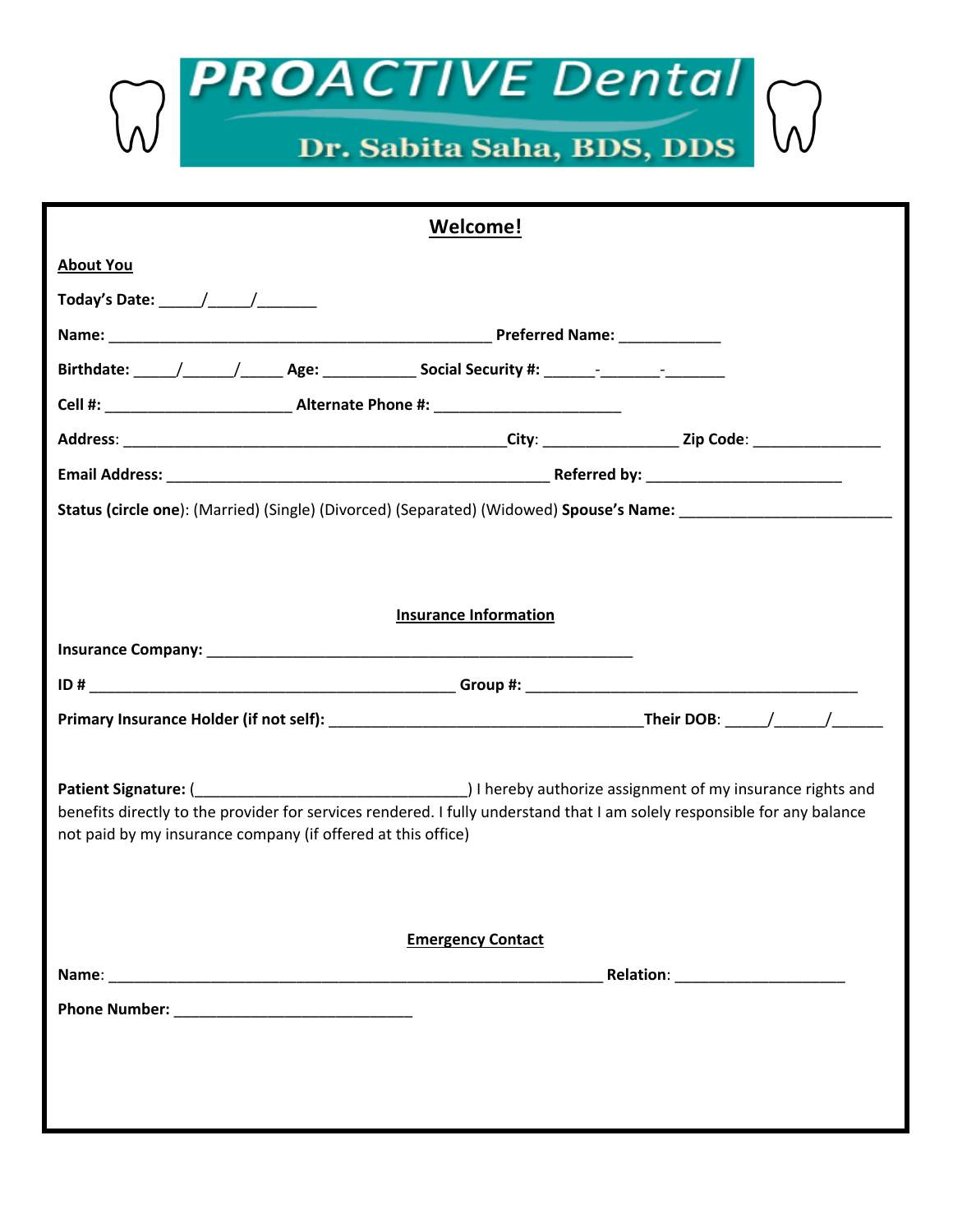# PROACTIVE Dental

Dr. Sabita Saha, BDS, DDS

## Welcome!

**About You**

**Today's Date:** _____/_____/_______

**Name:** _______________________________________________ **Preferred Name:** ____________

**Birthdate:** _____/______/_____ **Age:** ___________ **Social Security #:** ______-_______-_______

**Cell #:** ______________________ **Alternate Phone #:** ______________________

**Address**: _______________________________________________**City**: ________________ **Zip Code**: _______________

**Email Address:** _______________________________________________ **Referred by:** ________________________

**Status (circle one)**: (Married) (Single) (Divorced) (Separated) (Widowed) **Spouse's Name:** _________________________

**Insurance Information**

**Insurance Company:** ____________________________________________________

**ID #** _____________________________________________ **Group #:** _________________________________________

**Primary Insurance Holder (if not self):** ______________________________________**Their DOB**: _____/______/______

**Patient Signature:** (_________________________________) I hereby authorize assignment of my insurance rights and benefits directly to the provider for services rendered. I fully understand that I am solely responsible for any balance not paid by my insurance company (if offered at this office)

**Emergency Contact**

**Name**: ______________________________________________________________ **Relation**: _____________________

**Phone Number:** _____________________________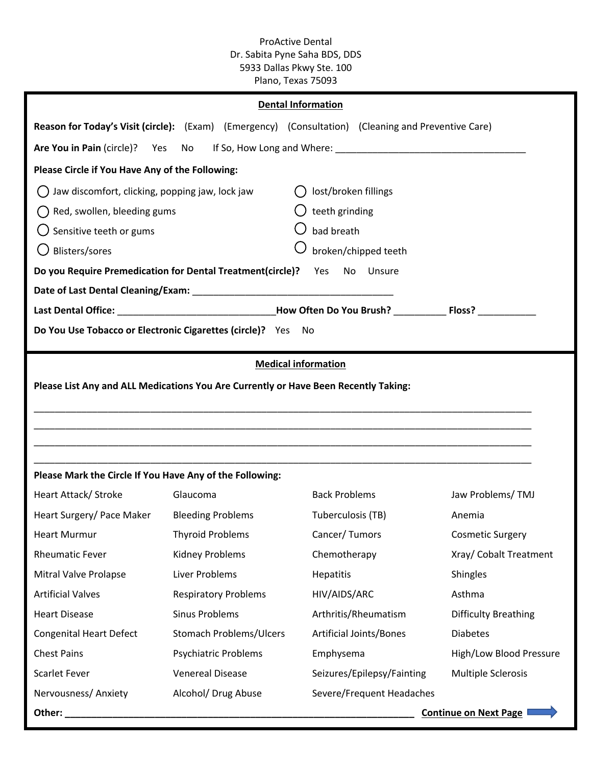ProActive Dental
Dr. Sabita Pyne Saha BDS, DDS
5933 Dallas Pkwy Ste. 100
Plano, Texas 75093

## Dental Information

**Reason for Today's Visit (circle):** (Exam) (Emergency) (Consultation) (Cleaning and Preventive Care)

**Are You in Pain** (circle)? Yes No If So, How Long and Where: ____________________________________

**Please Circle if You Have Any of the Following:**

- ◯ Jaw discomfort, clicking, popping jaw, lock jaw
- ◯ Red, swollen, bleeding gums
- ◯ Sensitive teeth or gums
- ◯ Blisters/sores
- ◯ lost/broken fillings
- ◯ teeth grinding
- ◯ bad breath
- ◯ broken/chipped teeth

**Do you Require Premedication for Dental Treatment(circle)?** Yes No Unsure

**Date of Last Dental Cleaning/Exam:** ______________________________________

**Last Dental Office:** _____________________________ **How Often Do You Brush?** __________ **Floss?** ___________

**Do You Use Tobacco or Electronic Cigarettes (circle)?** Yes No

## Medical information

**Please List Any and ALL Medications You Are Currently or Have Been Recently Taking:**

______________________________________________________________________________________________

______________________________________________________________________________________________

______________________________________________________________________________________________

______________________________________________________________________________________________

**Please Mark the Circle If You Have Any of the Following:**

| | | | |
|---|---|---|---|
| Heart Attack/ Stroke | Glaucoma | Back Problems | Jaw Problems/ TMJ |
| Heart Surgery/ Pace Maker | Bleeding Problems | Tuberculosis (TB) | Anemia |
| Heart Murmur | Thyroid Problems | Cancer/ Tumors | Cosmetic Surgery |
| Rheumatic Fever | Kidney Problems | Chemotherapy | Xray/ Cobalt Treatment |
| Mitral Valve Prolapse | Liver Problems | Hepatitis | Shingles |
| Artificial Valves | Respiratory Problems | HIV/AIDS/ARC | Asthma |
| Heart Disease | Sinus Problems | Arthritis/Rheumatism | Difficulty Breathing |
| Congenital Heart Defect | Stomach Problems/Ulcers | Artificial Joints/Bones | Diabetes |
| Chest Pains | Psychiatric Problems | Emphysema | High/Low Blood Pressure |
| Scarlet Fever | Venereal Disease | Seizures/Epilepsy/Fainting | Multiple Sclerosis |
| Nervousness/ Anxiety | Alcohol/ Drug Abuse | Severe/Frequent Headaches | |

**Other:** ______________________________________________________________________ **Continue on Next Page**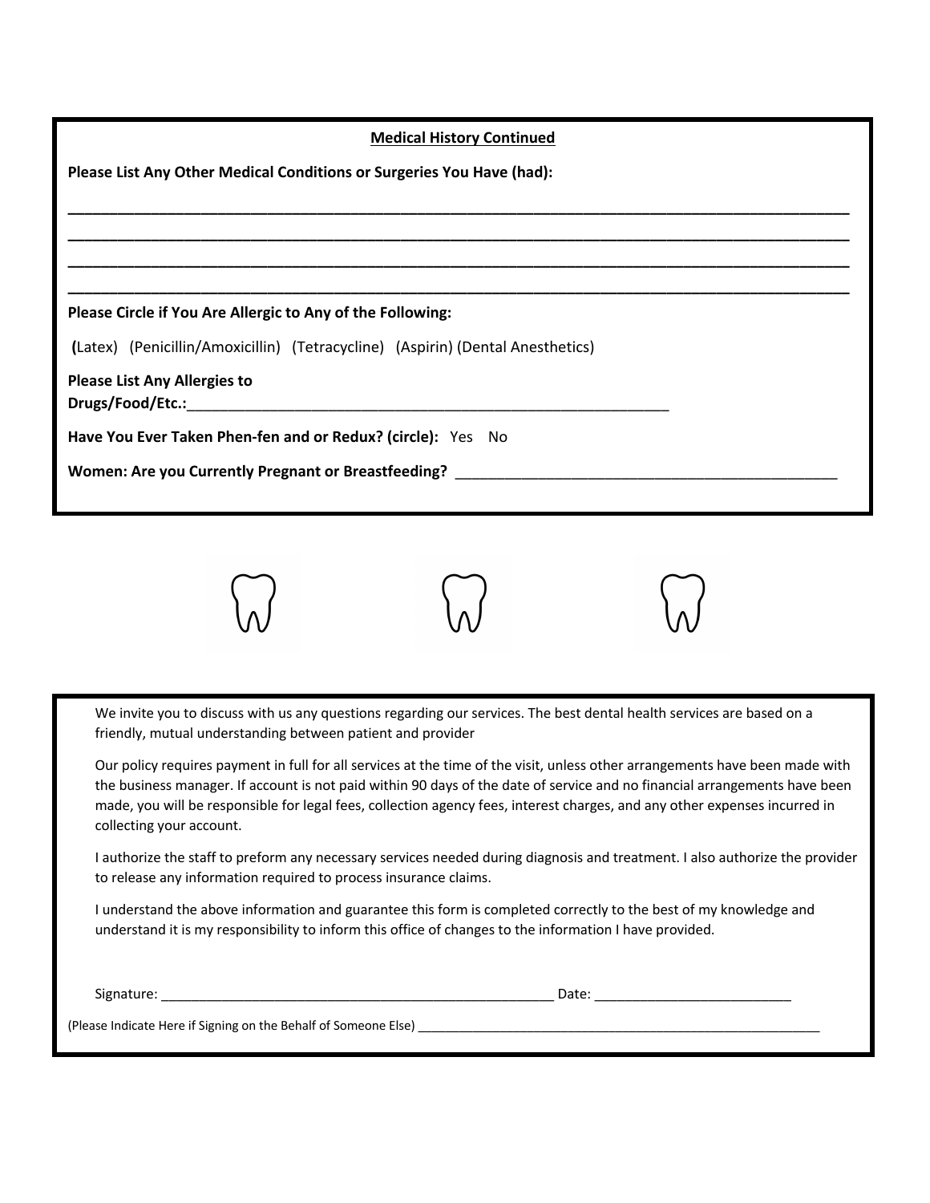**Medical History Continued**

**Please List Any Other Medical Conditions or Surgeries You Have (had):**

______________________________________________________________________________

______________________________________________________________________________

______________________________________________________________________________

______________________________________________________________________________

**Please Circle if You Are Allergic to Any of the Following:**

**(**Latex) (Penicillin/Amoxicillin) (Tetracycline) (Aspirin) (Dental Anesthetics)

**Please List Any Allergies to Drugs/Food/Etc.:**_______________________________________________________________

**Have You Ever Taken Phen-fen and or Redux? (circle):** Yes No

**Women: Are you Currently Pregnant or Breastfeeding?** _______________________________________________

We invite you to discuss with us any questions regarding our services. The best dental health services are based on a friendly, mutual understanding between patient and provider

Our policy requires payment in full for all services at the time of the visit, unless other arrangements have been made with the business manager. If account is not paid within 90 days of the date of service and no financial arrangements have been made, you will be responsible for legal fees, collection agency fees, interest charges, and any other expenses incurred in collecting your account.

I authorize the staff to preform any necessary services needed during diagnosis and treatment. I also authorize the provider to release any information required to process insurance claims.

I understand the above information and guarantee this form is completed correctly to the best of my knowledge and understand it is my responsibility to inform this office of changes to the information I have provided.

Signature: _______________________________________________________ Date: __________________________

(Please Indicate Here if Signing on the Behalf of Someone Else) ____________________________________________________________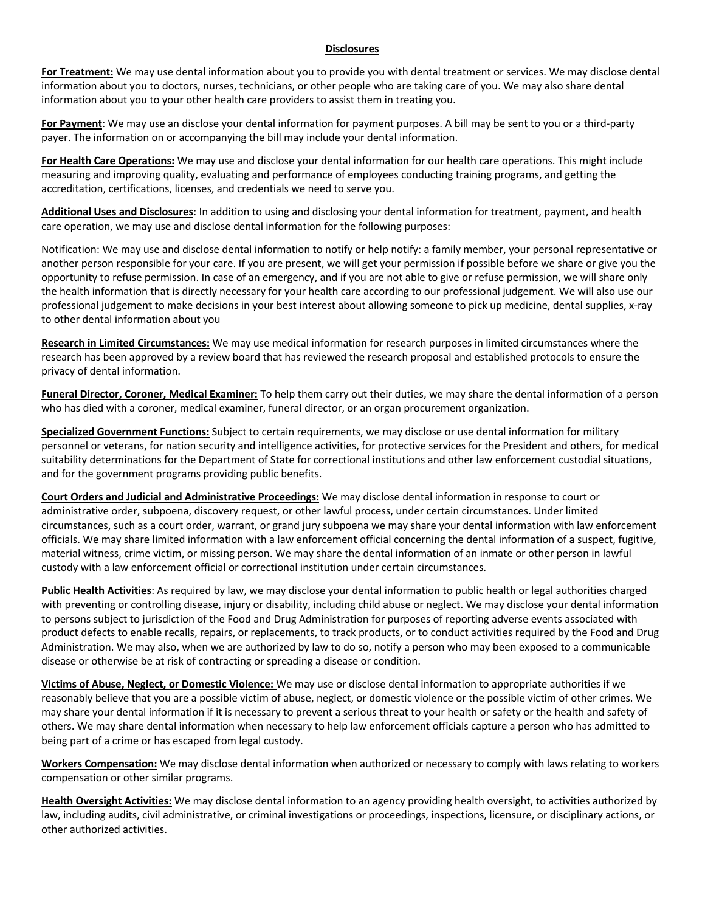## Disclosures

**For Treatment:** We may use dental information about you to provide you with dental treatment or services. We may disclose dental information about you to doctors, nurses, technicians, or other people who are taking care of you. We may also share dental information about you to your other health care providers to assist them in treating you.

**For Payment**: We may use an disclose your dental information for payment purposes. A bill may be sent to you or a third-party payer. The information on or accompanying the bill may include your dental information.

**For Health Care Operations:** We may use and disclose your dental information for our health care operations. This might include measuring and improving quality, evaluating and performance of employees conducting training programs, and getting the accreditation, certifications, licenses, and credentials we need to serve you.

**Additional Uses and Disclosures**: In addition to using and disclosing your dental information for treatment, payment, and health care operation, we may use and disclose dental information for the following purposes:

Notification: We may use and disclose dental information to notify or help notify: a family member, your personal representative or another person responsible for your care. If you are present, we will get your permission if possible before we share or give you the opportunity to refuse permission. In case of an emergency, and if you are not able to give or refuse permission, we will share only the health information that is directly necessary for your health care according to our professional judgement. We will also use our professional judgement to make decisions in your best interest about allowing someone to pick up medicine, dental supplies, x-ray to other dental information about you

**Research in Limited Circumstances:** We may use medical information for research purposes in limited circumstances where the research has been approved by a review board that has reviewed the research proposal and established protocols to ensure the privacy of dental information.

**Funeral Director, Coroner, Medical Examiner:** To help them carry out their duties, we may share the dental information of a person who has died with a coroner, medical examiner, funeral director, or an organ procurement organization.

**Specialized Government Functions:** Subject to certain requirements, we may disclose or use dental information for military personnel or veterans, for nation security and intelligence activities, for protective services for the President and others, for medical suitability determinations for the Department of State for correctional institutions and other law enforcement custodial situations, and for the government programs providing public benefits.

**Court Orders and Judicial and Administrative Proceedings:** We may disclose dental information in response to court or administrative order, subpoena, discovery request, or other lawful process, under certain circumstances. Under limited circumstances, such as a court order, warrant, or grand jury subpoena we may share your dental information with law enforcement officials. We may share limited information with a law enforcement official concerning the dental information of a suspect, fugitive, material witness, crime victim, or missing person. We may share the dental information of an inmate or other person in lawful custody with a law enforcement official or correctional institution under certain circumstances.

**Public Health Activities**: As required by law, we may disclose your dental information to public health or legal authorities charged with preventing or controlling disease, injury or disability, including child abuse or neglect. We may disclose your dental information to persons subject to jurisdiction of the Food and Drug Administration for purposes of reporting adverse events associated with product defects to enable recalls, repairs, or replacements, to track products, or to conduct activities required by the Food and Drug Administration. We may also, when we are authorized by law to do so, notify a person who may been exposed to a communicable disease or otherwise be at risk of contracting or spreading a disease or condition.

**Victims of Abuse, Neglect, or Domestic Violence:** We may use or disclose dental information to appropriate authorities if we reasonably believe that you are a possible victim of abuse, neglect, or domestic violence or the possible victim of other crimes. We may share your dental information if it is necessary to prevent a serious threat to your health or safety or the health and safety of others. We may share dental information when necessary to help law enforcement officials capture a person who has admitted to being part of a crime or has escaped from legal custody.

**Workers Compensation:** We may disclose dental information when authorized or necessary to comply with laws relating to workers compensation or other similar programs.

**Health Oversight Activities:** We may disclose dental information to an agency providing health oversight, to activities authorized by law, including audits, civil administrative, or criminal investigations or proceedings, inspections, licensure, or disciplinary actions, or other authorized activities.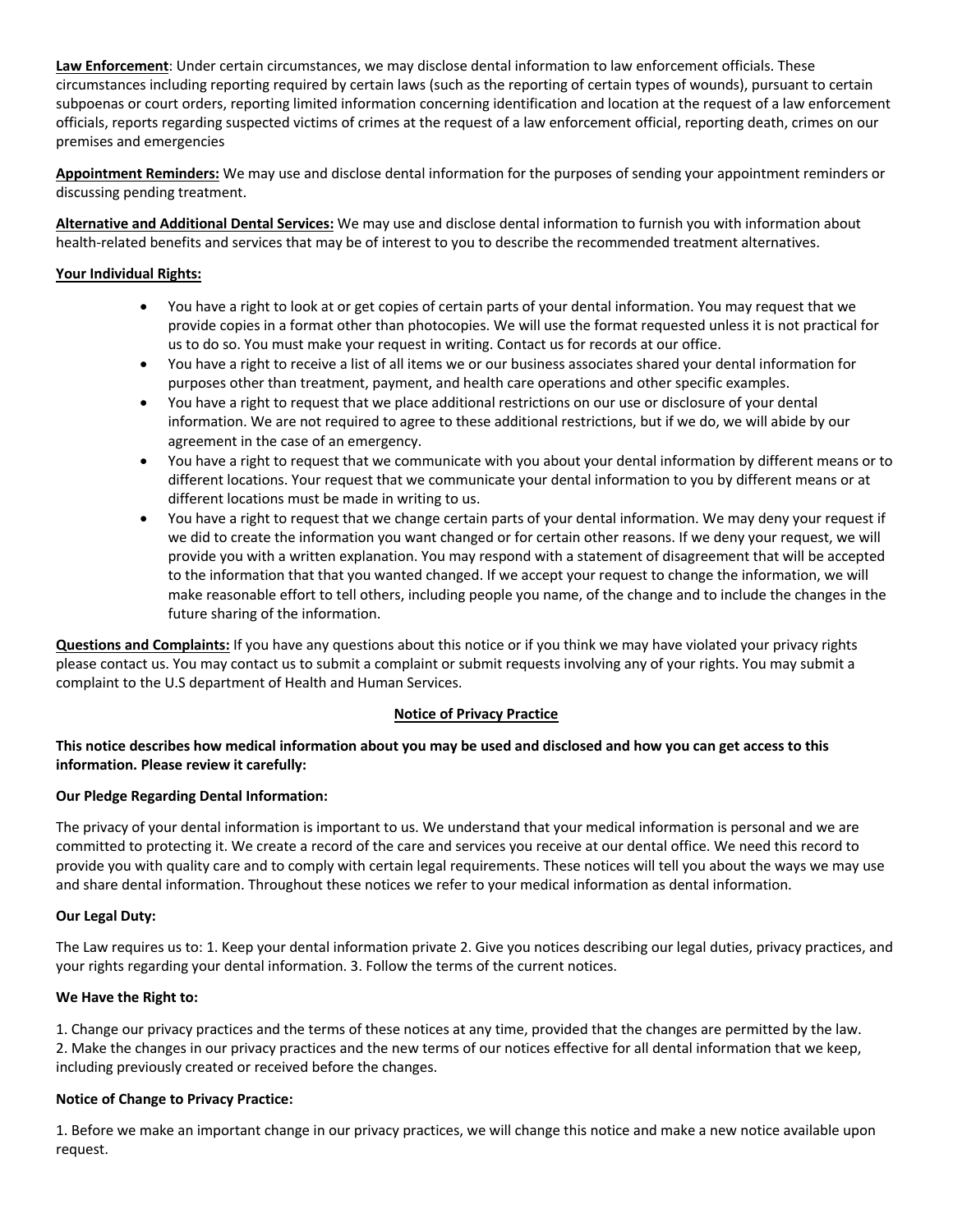**Law Enforcement**: Under certain circumstances, we may disclose dental information to law enforcement officials. These circumstances including reporting required by certain laws (such as the reporting of certain types of wounds), pursuant to certain subpoenas or court orders, reporting limited information concerning identification and location at the request of a law enforcement officials, reports regarding suspected victims of crimes at the request of a law enforcement official, reporting death, crimes on our premises and emergencies

**Appointment Reminders:** We may use and disclose dental information for the purposes of sending your appointment reminders or discussing pending treatment.

**Alternative and Additional Dental Services:** We may use and disclose dental information to furnish you with information about health-related benefits and services that may be of interest to you to describe the recommended treatment alternatives.

**Your Individual Rights:**

- You have a right to look at or get copies of certain parts of your dental information. You may request that we provide copies in a format other than photocopies. We will use the format requested unless it is not practical for us to do so. You must make your request in writing. Contact us for records at our office.
- You have a right to receive a list of all items we or our business associates shared your dental information for purposes other than treatment, payment, and health care operations and other specific examples.
- You have a right to request that we place additional restrictions on our use or disclosure of your dental information. We are not required to agree to these additional restrictions, but if we do, we will abide by our agreement in the case of an emergency.
- You have a right to request that we communicate with you about your dental information by different means or to different locations. Your request that we communicate your dental information to you by different means or at different locations must be made in writing to us.
- You have a right to request that we change certain parts of your dental information. We may deny your request if we did to create the information you want changed or for certain other reasons. If we deny your request, we will provide you with a written explanation. You may respond with a statement of disagreement that will be accepted to the information that that you wanted changed. If we accept your request to change the information, we will make reasonable effort to tell others, including people you name, of the change and to include the changes in the future sharing of the information.

**Questions and Complaints:** If you have any questions about this notice or if you think we may have violated your privacy rights please contact us. You may contact us to submit a complaint or submit requests involving any of your rights. You may submit a complaint to the U.S department of Health and Human Services.

## Notice of Privacy Practice

**This notice describes how medical information about you may be used and disclosed and how you can get access to this information. Please review it carefully:**

**Our Pledge Regarding Dental Information:**

The privacy of your dental information is important to us. We understand that your medical information is personal and we are committed to protecting it. We create a record of the care and services you receive at our dental office. We need this record to provide you with quality care and to comply with certain legal requirements. These notices will tell you about the ways we may use and share dental information. Throughout these notices we refer to your medical information as dental information.

**Our Legal Duty:**

The Law requires us to: 1. Keep your dental information private 2. Give you notices describing our legal duties, privacy practices, and your rights regarding your dental information. 3. Follow the terms of the current notices.

**We Have the Right to:**

1. Change our privacy practices and the terms of these notices at any time, provided that the changes are permitted by the law.
2. Make the changes in our privacy practices and the new terms of our notices effective for all dental information that we keep, including previously created or received before the changes.

**Notice of Change to Privacy Practice:**

1. Before we make an important change in our privacy practices, we will change this notice and make a new notice available upon request.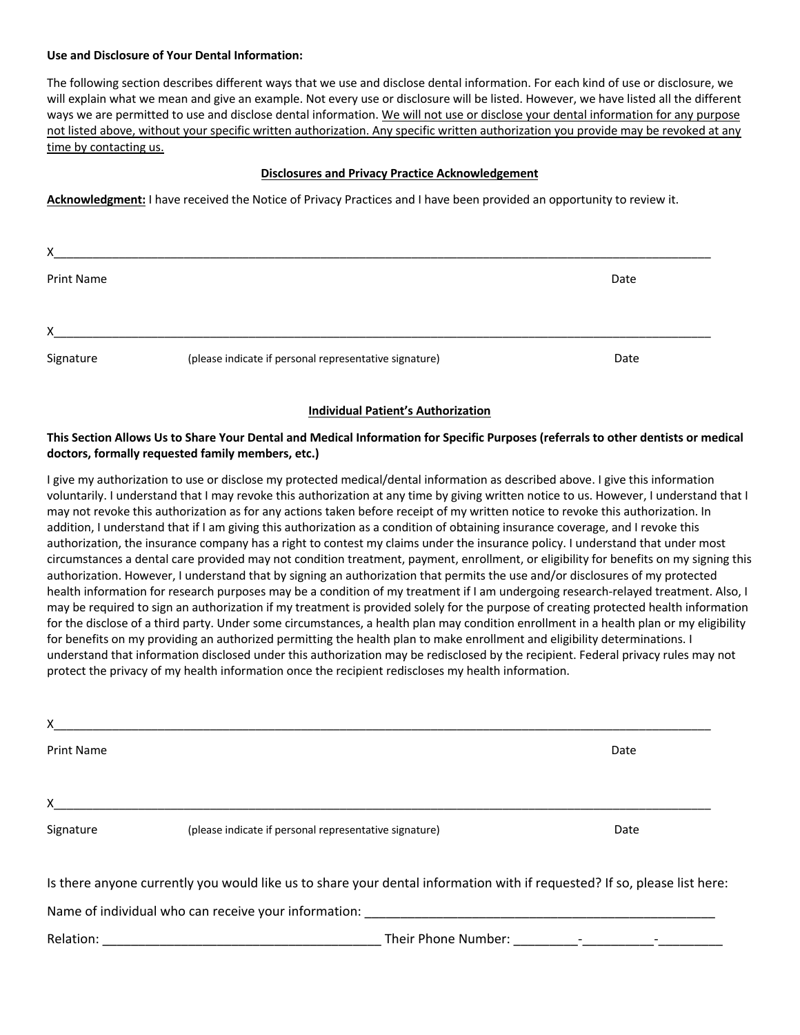**Use and Disclosure of Your Dental Information:**

The following section describes different ways that we use and disclose dental information. For each kind of use or disclosure, we will explain what we mean and give an example. Not every use or disclosure will be listed. However, we have listed all the different ways we are permitted to use and disclose dental information. <u>We will not use or disclose your dental information for any purpose not listed above, without your specific written authorization. Any specific written authorization you provide may be revoked at any time by contacting us.</u>

**<u>Disclosures and Privacy Practice Acknowledgement</u>**

**<u>Acknowledgment:</u>** I have received the Notice of Privacy Practices and I have been provided an opportunity to review it.

X______________________________________________________________________________________________

Print Name                                                                                                                                                    Date

X______________________________________________________________________________________________

Signature                    (please indicate if personal representative signature)                                                   Date

**<u>Individual Patient's Authorization</u>**

**This Section Allows Us to Share Your Dental and Medical Information for Specific Purposes (referrals to other dentists or medical doctors, formally requested family members, etc.)**

I give my authorization to use or disclose my protected medical/dental information as described above. I give this information voluntarily. I understand that I may revoke this authorization at any time by giving written notice to us. However, I understand that I may not revoke this authorization as for any actions taken before receipt of my written notice to revoke this authorization. In addition, I understand that if I am giving this authorization as a condition of obtaining insurance coverage, and I revoke this authorization, the insurance company has a right to contest my claims under the insurance policy. I understand that under most circumstances a dental care provided may not condition treatment, payment, enrollment, or eligibility for benefits on my signing this authorization. However, I understand that by signing an authorization that permits the use and/or disclosures of my protected health information for research purposes may be a condition of my treatment if I am undergoing research-relayed treatment. Also, I may be required to sign an authorization if my treatment is provided solely for the purpose of creating protected health information for the disclose of a third party. Under some circumstances, a health plan may condition enrollment in a health plan or my eligibility for benefits on my providing an authorized permitting the health plan to make enrollment and eligibility determinations. I understand that information disclosed under this authorization may be redisclosed by the recipient. Federal privacy rules may not protect the privacy of my health information once the recipient rediscloses my health information.

X______________________________________________________________________________________________

Print Name                                                                                                                                                    Date

X______________________________________________________________________________________________

Signature                    (please indicate if personal representative signature)                                                   Date

Is there anyone currently you would like us to share your dental information with if requested? If so, please list here:

Name of individual who can receive your information: ___________________________________________________

Relation: _______________________________________ Their Phone Number: _________-__________-_________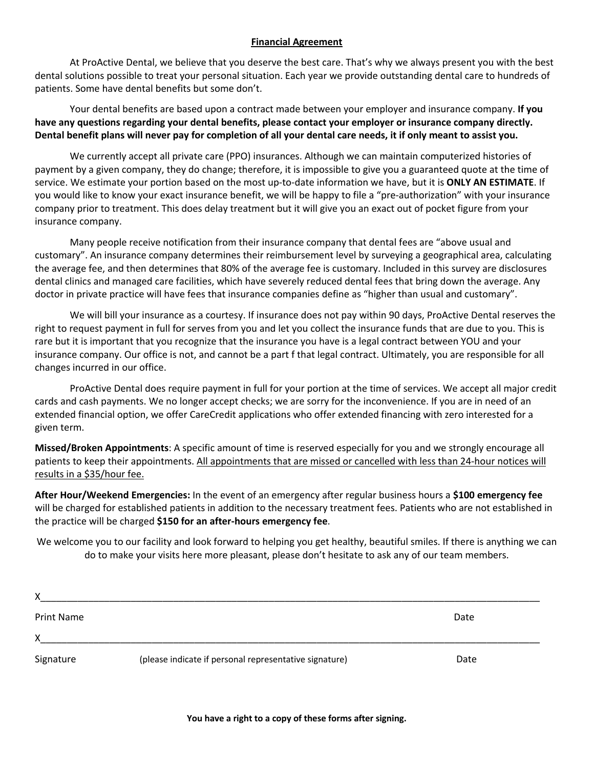## Financial Agreement

At ProActive Dental, we believe that you deserve the best care. That's why we always present you with the best dental solutions possible to treat your personal situation. Each year we provide outstanding dental care to hundreds of patients. Some have dental benefits but some don't.

Your dental benefits are based upon a contract made between your employer and insurance company. **If you have any questions regarding your dental benefits, please contact your employer or insurance company directly. Dental benefit plans will never pay for completion of all your dental care needs, it if only meant to assist you.**

We currently accept all private care (PPO) insurances. Although we can maintain computerized histories of payment by a given company, they do change; therefore, it is impossible to give you a guaranteed quote at the time of service. We estimate your portion based on the most up-to-date information we have, but it is **ONLY AN ESTIMATE**. If you would like to know your exact insurance benefit, we will be happy to file a "pre-authorization" with your insurance company prior to treatment. This does delay treatment but it will give you an exact out of pocket figure from your insurance company.

Many people receive notification from their insurance company that dental fees are "above usual and customary". An insurance company determines their reimbursement level by surveying a geographical area, calculating the average fee, and then determines that 80% of the average fee is customary. Included in this survey are disclosures dental clinics and managed care facilities, which have severely reduced dental fees that bring down the average. Any doctor in private practice will have fees that insurance companies define as "higher than usual and customary".

We will bill your insurance as a courtesy. If insurance does not pay within 90 days, ProActive Dental reserves the right to request payment in full for serves from you and let you collect the insurance funds that are due to you. This is rare but it is important that you recognize that the insurance you have is a legal contract between YOU and your insurance company. Our office is not, and cannot be a part f that legal contract. Ultimately, you are responsible for all changes incurred in our office.

ProActive Dental does require payment in full for your portion at the time of services. We accept all major credit cards and cash payments. We no longer accept checks; we are sorry for the inconvenience. If you are in need of an extended financial option, we offer CareCredit applications who offer extended financing with zero interested for a given term.

**Missed/Broken Appointments**: A specific amount of time is reserved especially for you and we strongly encourage all patients to keep their appointments. <u>All appointments that are missed or cancelled with less than 24-hour notices will results in a $35/hour fee.</u>

**After Hour/Weekend Emergencies:** In the event of an emergency after regular business hours a **$100 emergency fee** will be charged for established patients in addition to the necessary treatment fees. Patients who are not established in the practice will be charged **$150 for an after-hours emergency fee**.

We welcome you to our facility and look forward to helping you get healthy, beautiful smiles. If there is anything we can do to make your visits here more pleasant, please don't hesitate to ask any of our team members.

X_______________________________________________

Print Name Date

X_______________________________________________

Signature (please indicate if personal representative signature) Date

**You have a right to a copy of these forms after signing.**